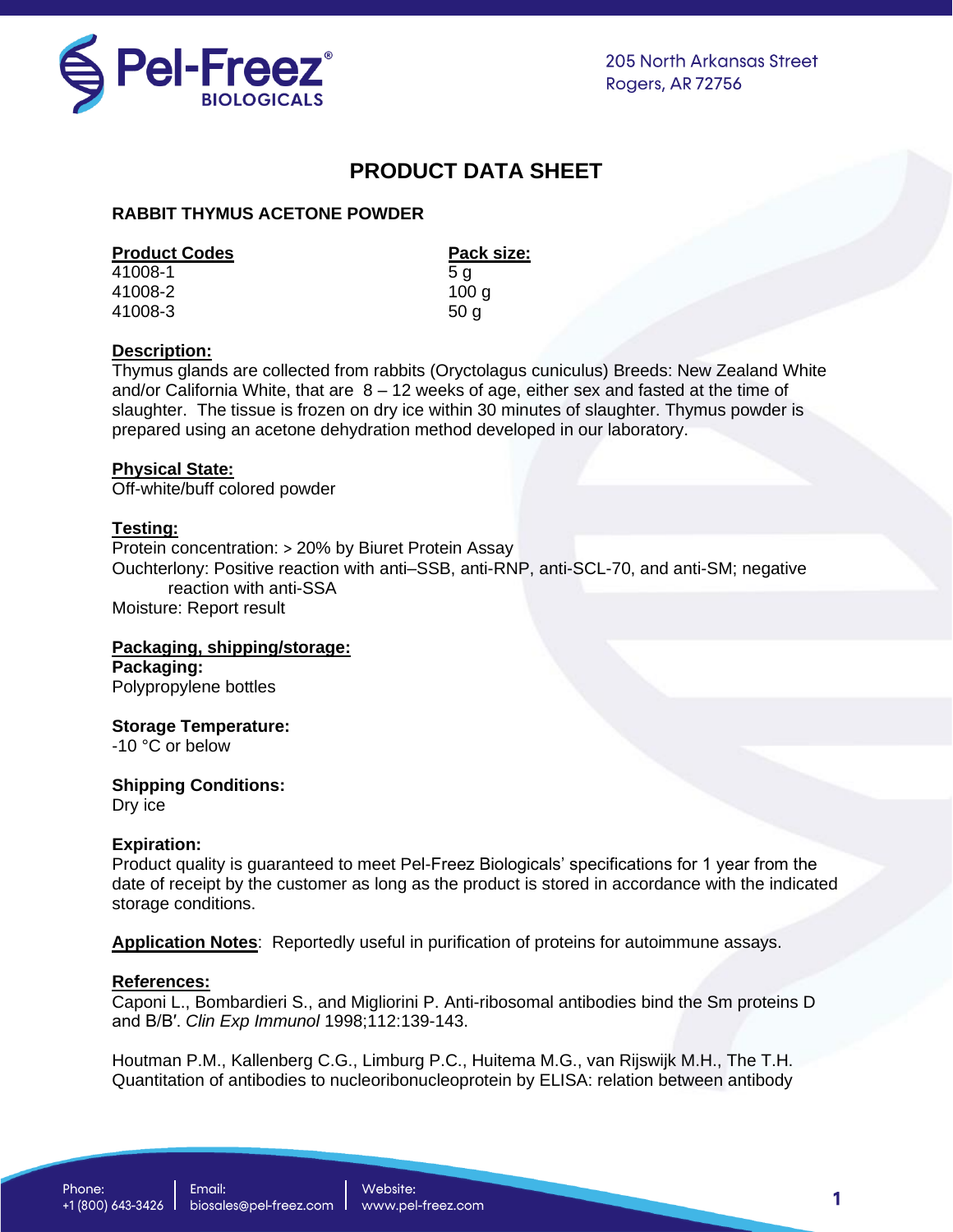205 North Arkansas Street
Rogers, AR 72756

# PRODUCT DATA SHEET

## RABBIT THYMUS ACETONE POWDER

| Product Codes | Pack size: |
| --- | --- |
| 41008-1 | 5 g |
| 41008-2 | 100 g |
| 41008-3 | 50 g |

**Description:**
Thymus glands are collected from rabbits (Oryctolagus cuniculus) Breeds: New Zealand White and/or California White, that are 8 – 12 weeks of age, either sex and fasted at the time of slaughter. The tissue is frozen on dry ice within 30 minutes of slaughter. Thymus powder is prepared using an acetone dehydration method developed in our laboratory.

**Physical State:**
Off-white/buff colored powder

**Testing:**
Protein concentration: > 20% by Biuret Protein Assay
Ouchterlony: Positive reaction with anti–SSB, anti-RNP, anti-SCL-70, and anti-SM; negative reaction with anti-SSA
Moisture: Report result

**Packaging, shipping/storage:**

**Packaging:**
Polypropylene bottles

**Storage Temperature:**
-10 °C or below

**Shipping Conditions:**
Dry ice

**Expiration:**
Product quality is guaranteed to meet Pel-Freez Biologicals' specifications for 1 year from the date of receipt by the customer as long as the product is stored in accordance with the indicated storage conditions.

**Application Notes**: Reportedly useful in purification of proteins for autoimmune assays.

**References:**
Caponi L., Bombardieri S., and Migliorini P. Anti-ribosomal antibodies bind the Sm proteins D and B/B′. *Clin Exp Immunol* 1998;112:139-143.

Houtman P.M., Kallenberg C.G., Limburg P.C., Huitema M.G., van Rijswijk M.H., The T.H. Quantitation of antibodies to nucleoribonucleoprotein by ELISA: relation between antibody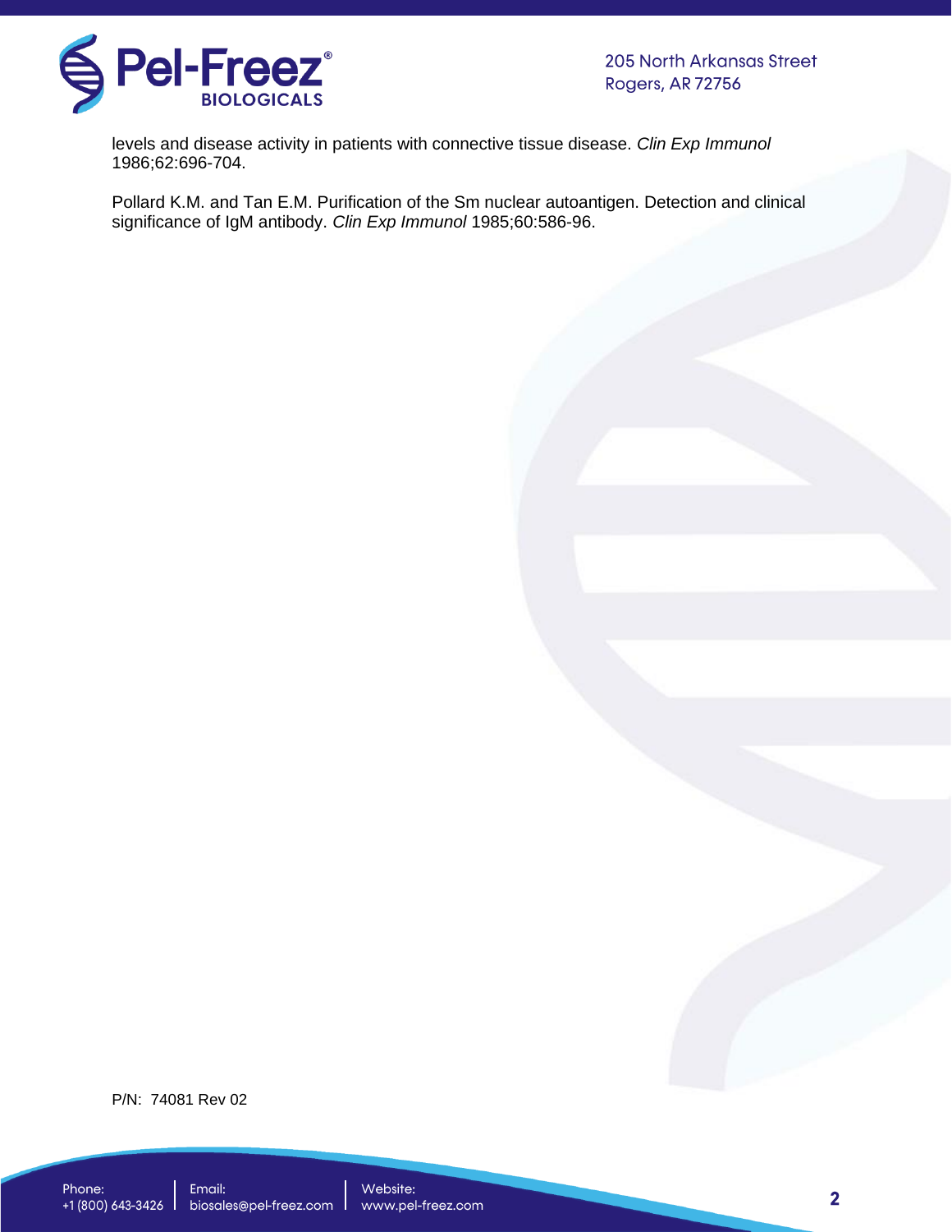levels and disease activity in patients with connective tissue disease. *Clin Exp Immunol* 1986;62:696-704.

Pollard K.M. and Tan E.M. Purification of the Sm nuclear autoantigen. Detection and clinical significance of IgM antibody. *Clin Exp Immunol* 1985;60:586-96.

P/N: 74081 Rev 02